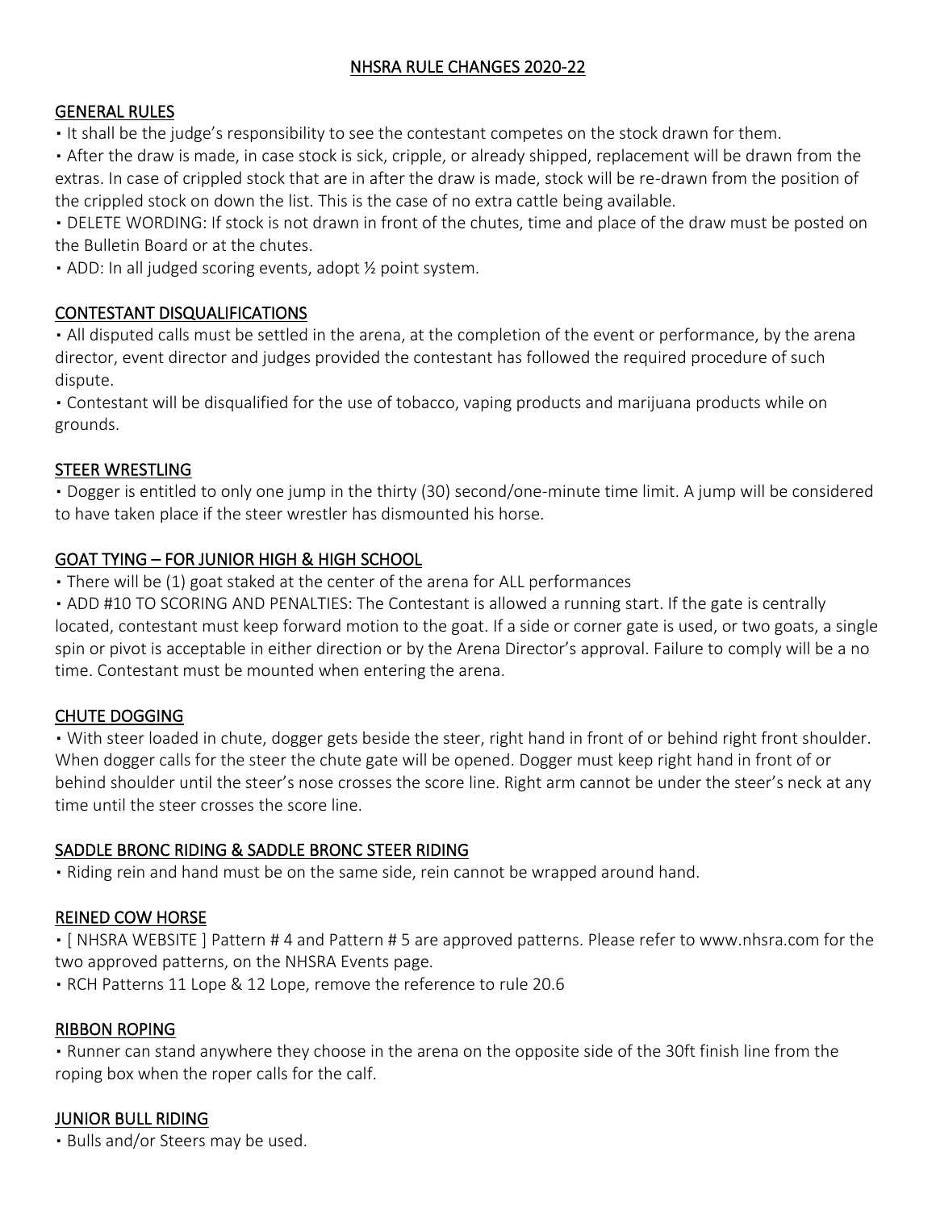# NHSRA RULE CHANGES 2020-22

## GENERAL RULES

- It shall be the judge's responsibility to see the contestant competes on the stock drawn for them.
- After the draw is made, in case stock is sick, cripple, or already shipped, replacement will be drawn from the extras. In case of crippled stock that are in after the draw is made, stock will be re-drawn from the position of the crippled stock on down the list. This is the case of no extra cattle being available.
- DELETE WORDING: If stock is not drawn in front of the chutes, time and place of the draw must be posted on the Bulletin Board or at the chutes.
- ADD: In all judged scoring events, adopt ½ point system.

## CONTESTANT DISQUALIFICATIONS

- All disputed calls must be settled in the arena, at the completion of the event or performance, by the arena director, event director and judges provided the contestant has followed the required procedure of such dispute.
- Contestant will be disqualified for the use of tobacco, vaping products and marijuana products while on grounds.

## STEER WRESTLING

- Dogger is entitled to only one jump in the thirty (30) second/one-minute time limit. A jump will be considered to have taken place if the steer wrestler has dismounted his horse.

## GOAT TYING – FOR JUNIOR HIGH & HIGH SCHOOL

- There will be (1) goat staked at the center of the arena for ALL performances
- ADD #10 TO SCORING AND PENALTIES: The Contestant is allowed a running start. If the gate is centrally located, contestant must keep forward motion to the goat. If a side or corner gate is used, or two goats, a single spin or pivot is acceptable in either direction or by the Arena Director's approval. Failure to comply will be a no time. Contestant must be mounted when entering the arena.

## CHUTE DOGGING

- With steer loaded in chute, dogger gets beside the steer, right hand in front of or behind right front shoulder. When dogger calls for the steer the chute gate will be opened. Dogger must keep right hand in front of or behind shoulder until the steer's nose crosses the score line. Right arm cannot be under the steer's neck at any time until the steer crosses the score line.

## SADDLE BRONC RIDING & SADDLE BRONC STEER RIDING

- Riding rein and hand must be on the same side, rein cannot be wrapped around hand.

## REINED COW HORSE

- [ NHSRA WEBSITE ] Pattern # 4 and Pattern # 5 are approved patterns. Please refer to www.nhsra.com for the two approved patterns, on the NHSRA Events page.
- RCH Patterns 11 Lope & 12 Lope, remove the reference to rule 20.6

## RIBBON ROPING

- Runner can stand anywhere they choose in the arena on the opposite side of the 30ft finish line from the roping box when the roper calls for the calf.

## JUNIOR BULL RIDING

- Bulls and/or Steers may be used.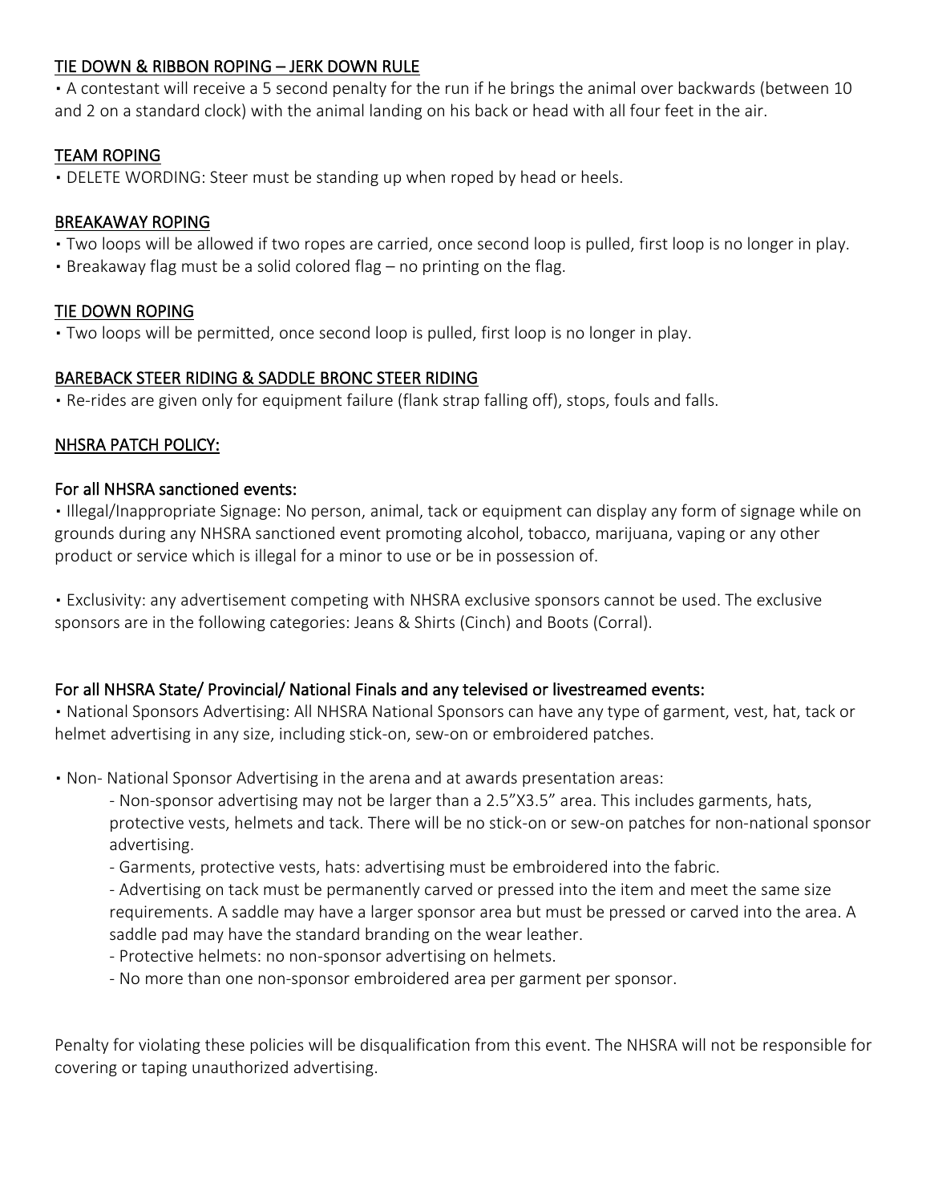## TIE DOWN & RIBBON ROPING – JERK DOWN RULE

- A contestant will receive a 5 second penalty for the run if he brings the animal over backwards (between 10 and 2 on a standard clock) with the animal landing on his back or head with all four feet in the air.

## TEAM ROPING

- DELETE WORDING: Steer must be standing up when roped by head or heels.

## BREAKAWAY ROPING

- Two loops will be allowed if two ropes are carried, once second loop is pulled, first loop is no longer in play.
- Breakaway flag must be a solid colored flag – no printing on the flag.

## TIE DOWN ROPING

- Two loops will be permitted, once second loop is pulled, first loop is no longer in play.

## BAREBACK STEER RIDING & SADDLE BRONC STEER RIDING

- Re-rides are given only for equipment failure (flank strap falling off), stops, fouls and falls.

## NHSRA PATCH POLICY:

### For all NHSRA sanctioned events:

- Illegal/Inappropriate Signage: No person, animal, tack or equipment can display any form of signage while on grounds during any NHSRA sanctioned event promoting alcohol, tobacco, marijuana, vaping or any other product or service which is illegal for a minor to use or be in possession of.

- Exclusivity: any advertisement competing with NHSRA exclusive sponsors cannot be used. The exclusive sponsors are in the following categories: Jeans & Shirts (Cinch) and Boots (Corral).

### For all NHSRA State/ Provincial/ National Finals and any televised or livestreamed events:

- National Sponsors Advertising: All NHSRA National Sponsors can have any type of garment, vest, hat, tack or helmet advertising in any size, including stick-on, sew-on or embroidered patches.

- Non- National Sponsor Advertising in the arena and at awards presentation areas:
  - Non-sponsor advertising may not be larger than a 2.5"X3.5" area. This includes garments, hats, protective vests, helmets and tack. There will be no stick-on or sew-on patches for non-national sponsor advertising.
  - Garments, protective vests, hats: advertising must be embroidered into the fabric.
  - Advertising on tack must be permanently carved or pressed into the item and meet the same size requirements. A saddle may have a larger sponsor area but must be pressed or carved into the area. A saddle pad may have the standard branding on the wear leather.
  - Protective helmets: no non-sponsor advertising on helmets.
  - No more than one non-sponsor embroidered area per garment per sponsor.

Penalty for violating these policies will be disqualification from this event. The NHSRA will not be responsible for covering or taping unauthorized advertising.